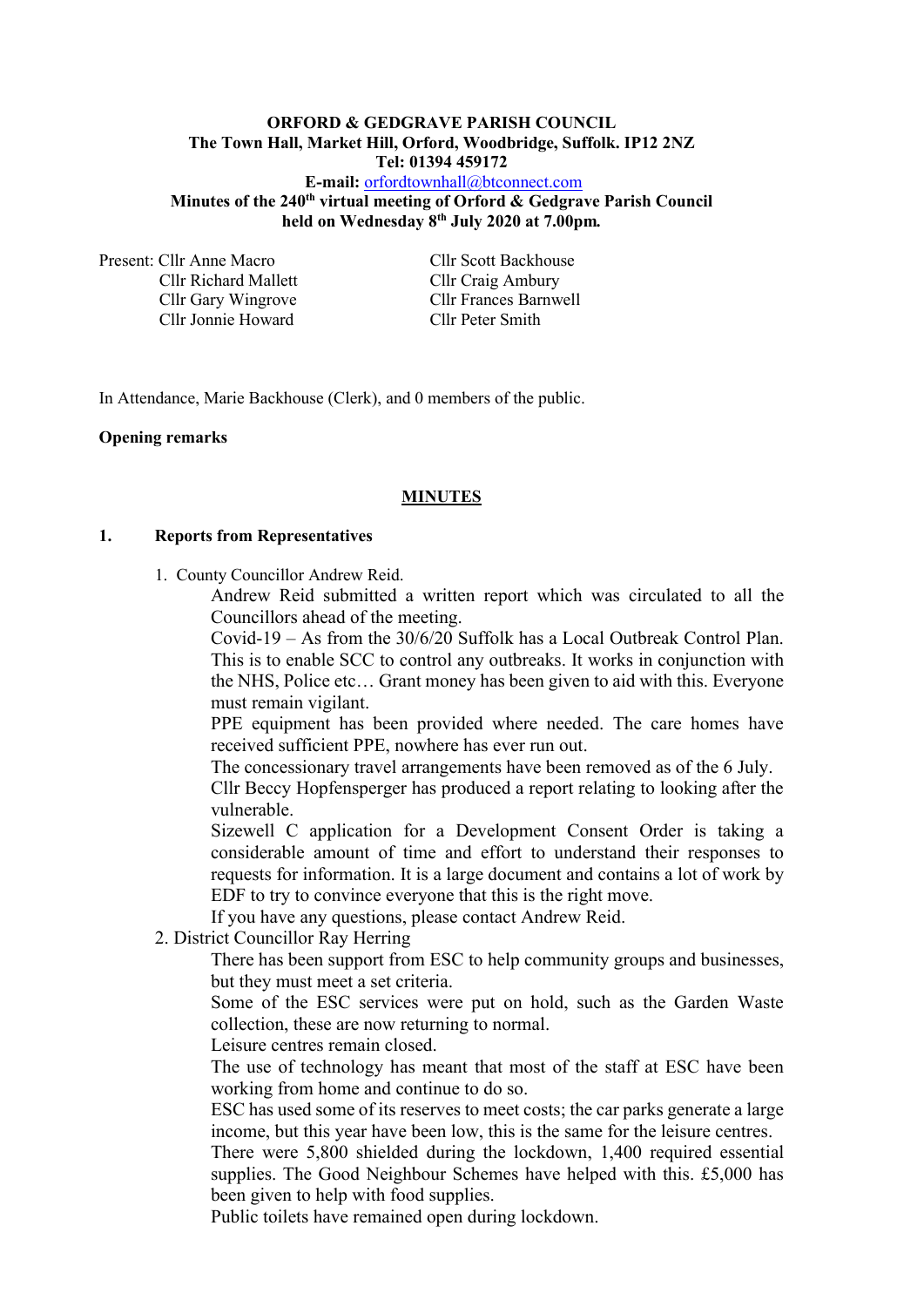**ORFORD & GEDGRAVE PARISH COUNCIL**
**The Town Hall, Market Hill, Orford, Woodbridge, Suffolk. IP12 2NZ**
**Tel: 01394 459172**
**E-mail:** orfordtownhall@btconnect.com
**Minutes of the 240th virtual meeting of Orford & Gedgrave Parish Council held on Wednesday 8th July 2020 at 7.00pm.**

Present: Cllr Anne Macro, Cllr Richard Mallett, Cllr Gary Wingrove, Cllr Jonnie Howard, Cllr Scott Backhouse, Cllr Craig Ambury, Cllr Frances Barnwell, Cllr Peter Smith

In Attendance, Marie Backhouse (Clerk), and 0 members of the public.

**Opening remarks**

## MINUTES

**1. Reports from Representatives**

1. County Councillor Andrew Reid.

   Andrew Reid submitted a written report which was circulated to all the Councillors ahead of the meeting.

   Covid-19 – As from the 30/6/20 Suffolk has a Local Outbreak Control Plan. This is to enable SCC to control any outbreaks. It works in conjunction with the NHS, Police etc… Grant money has been given to aid with this. Everyone must remain vigilant.

   PPE equipment has been provided where needed. The care homes have received sufficient PPE, nowhere has ever run out.

   The concessionary travel arrangements have been removed as of the 6 July.

   Cllr Beccy Hopfensperger has produced a report relating to looking after the vulnerable.

   Sizewell C application for a Development Consent Order is taking a considerable amount of time and effort to understand their responses to requests for information. It is a large document and contains a lot of work by EDF to try to convince everyone that this is the right move.

   If you have any questions, please contact Andrew Reid.

2. District Councillor Ray Herring

   There has been support from ESC to help community groups and businesses, but they must meet a set criteria.

   Some of the ESC services were put on hold, such as the Garden Waste collection, these are now returning to normal.

   Leisure centres remain closed.

   The use of technology has meant that most of the staff at ESC have been working from home and continue to do so.

   ESC has used some of its reserves to meet costs; the car parks generate a large income, but this year have been low, this is the same for the leisure centres.

   There were 5,800 shielded during the lockdown, 1,400 required essential supplies. The Good Neighbour Schemes have helped with this. £5,000 has been given to help with food supplies.

   Public toilets have remained open during lockdown.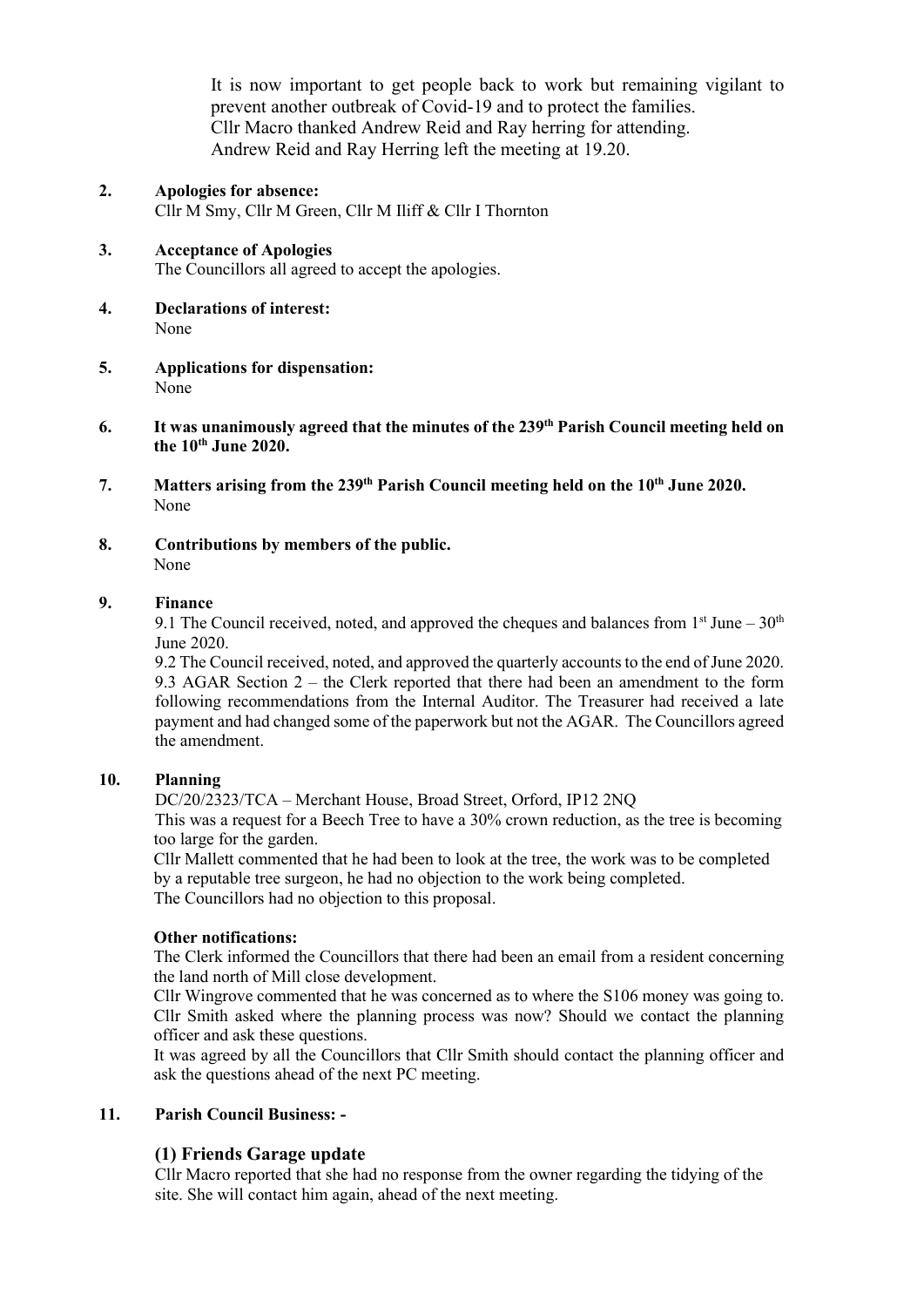It is now important to get people back to work but remaining vigilant to prevent another outbreak of Covid-19 and to protect the families.
Cllr Macro thanked Andrew Reid and Ray herring for attending.
Andrew Reid and Ray Herring left the meeting at 19.20.

**2. Apologies for absence:**
Cllr M Smy, Cllr M Green, Cllr M Iliff & Cllr I Thornton

**3. Acceptance of Apologies**
The Councillors all agreed to accept the apologies.

**4. Declarations of interest:**
None

**5. Applications for dispensation:**
None

**6. It was unanimously agreed that the minutes of the 239th Parish Council meeting held on the 10th June 2020.**

**7. Matters arising from the 239th Parish Council meeting held on the 10th June 2020.**
None

**8. Contributions by members of the public.**
None

**9. Finance**

9.1 The Council received, noted, and approved the cheques and balances from 1st June – 30th June 2020.

9.2 The Council received, noted, and approved the quarterly accounts to the end of June 2020.

9.3 AGAR Section 2 – the Clerk reported that there had been an amendment to the form following recommendations from the Internal Auditor. The Treasurer had received a late payment and had changed some of the paperwork but not the AGAR. The Councillors agreed the amendment.

**10. Planning**

DC/20/2323/TCA – Merchant House, Broad Street, Orford, IP12 2NQ
This was a request for a Beech Tree to have a 30% crown reduction, as the tree is becoming too large for the garden.
Cllr Mallett commented that he had been to look at the tree, the work was to be completed by a reputable tree surgeon, he had no objection to the work being completed.
The Councillors had no objection to this proposal.

**Other notifications:**
The Clerk informed the Councillors that there had been an email from a resident concerning the land north of Mill close development.
Cllr Wingrove commented that he was concerned as to where the S106 money was going to.
Cllr Smith asked where the planning process was now? Should we contact the planning officer and ask these questions.
It was agreed by all the Councillors that Cllr Smith should contact the planning officer and ask the questions ahead of the next PC meeting.

**11. Parish Council Business: -**

### (1) Friends Garage update

Cllr Macro reported that she had no response from the owner regarding the tidying of the site. She will contact him again, ahead of the next meeting.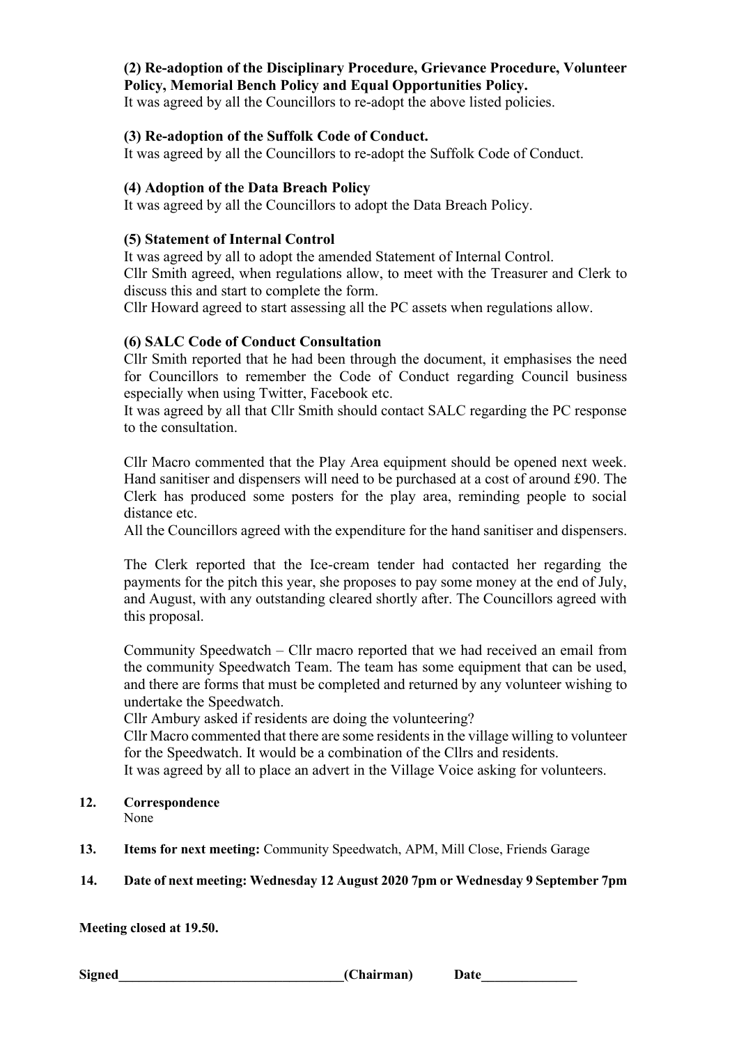**(2) Re-adoption of the Disciplinary Procedure, Grievance Procedure, Volunteer Policy, Memorial Bench Policy and Equal Opportunities Policy.**
It was agreed by all the Councillors to re-adopt the above listed policies.

**(3) Re-adoption of the Suffolk Code of Conduct.**
It was agreed by all the Councillors to re-adopt the Suffolk Code of Conduct.

**(4) Adoption of the Data Breach Policy**
It was agreed by all the Councillors to adopt the Data Breach Policy.

**(5) Statement of Internal Control**
It was agreed by all to adopt the amended Statement of Internal Control.
Cllr Smith agreed, when regulations allow, to meet with the Treasurer and Clerk to discuss this and start to complete the form.
Cllr Howard agreed to start assessing all the PC assets when regulations allow.

**(6) SALC Code of Conduct Consultation**
Cllr Smith reported that he had been through the document, it emphasises the need for Councillors to remember the Code of Conduct regarding Council business especially when using Twitter, Facebook etc.
It was agreed by all that Cllr Smith should contact SALC regarding the PC response to the consultation.

Cllr Macro commented that the Play Area equipment should be opened next week. Hand sanitiser and dispensers will need to be purchased at a cost of around £90. The Clerk has produced some posters for the play area, reminding people to social distance etc.
All the Councillors agreed with the expenditure for the hand sanitiser and dispensers.

The Clerk reported that the Ice-cream tender had contacted her regarding the payments for the pitch this year, she proposes to pay some money at the end of July, and August, with any outstanding cleared shortly after. The Councillors agreed with this proposal.

Community Speedwatch – Cllr macro reported that we had received an email from the community Speedwatch Team. The team has some equipment that can be used, and there are forms that must be completed and returned by any volunteer wishing to undertake the Speedwatch.
Cllr Ambury asked if residents are doing the volunteering?
Cllr Macro commented that there are some residents in the village willing to volunteer for the Speedwatch. It would be a combination of the Cllrs and residents.
It was agreed by all to place an advert in the Village Voice asking for volunteers.

**12. Correspondence**
None

**13. Items for next meeting:** Community Speedwatch, APM, Mill Close, Friends Garage

**14. Date of next meeting: Wednesday 12 August 2020 7pm or Wednesday 9 September 7pm**

**Meeting closed at 19.50.**

**Signed\_\_\_\_\_\_\_\_\_\_\_\_\_\_\_\_\_\_\_\_\_\_\_\_\_\_\_\_\_\_\_\_\_(Chairman) Date\_\_\_\_\_\_\_\_\_\_\_\_\_\_**